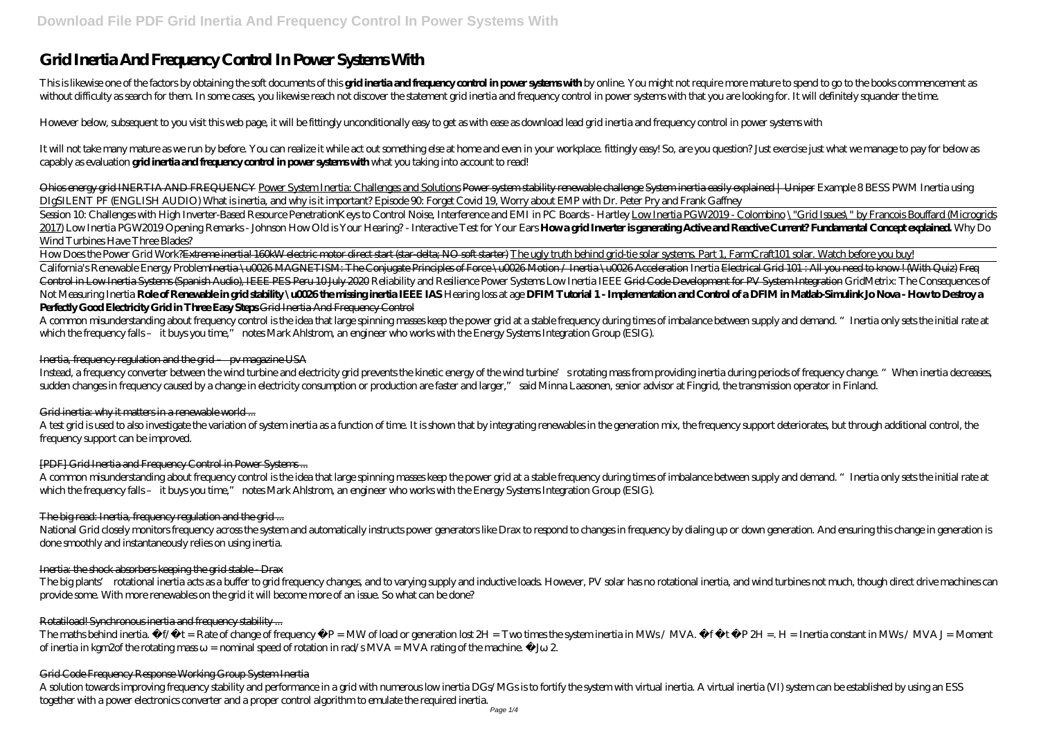# Grid Inertia And Frequency Control In Power Systems With

This is likewise one of the factors by obtaining the soft documents of this **grid inertia and frequency control in power systems with** by online. You might not require more mature to spend to go to the books commencement as without difficulty as search for them. In some cases, you likewise reach not discover the statement grid inertia and frequency control in power systems with that you are looking for. It will definitely squander the time.

However below, subsequent to you visit this web page, it will be fittingly unconditionally easy to get as with ease as download lead grid inertia and frequency control in power systems with

It will not take many mature as we run by before. You can realize it while act out something else at home and even in your workplace. fittingly easy! So, are you question? Just exercise just what we manage to pay for below as capably as evaluation **grid inertia and frequency control in power systems with** what you taking into account to read!

~~Ohios energy grid INERTIA AND FREQUENCY~~ ~~Power System Inertia: Challenges and Solutions~~ ~~Power system stability renewable challenge~~ ~~System inertia easily explained | Uniper~~ *Example 8 BESS PWM Inertia using DIgSILENT PF (ENGLISH AUDIO) What is inertia, and why is it important? Episode 90: Forget Covid 19, Worry about EMP with Dr. Peter Pry and Frank Gaffney*

Session 10: Challenges with High Inverter-Based Resource Penetration*Keys to Control Noise, Interference and EMI in PC Boards - Hartley* Low Inertia PGW2019 - Colombino \"Grid Issues\" by Francois Bouffard (Microgrids 2017) *Low Inertia PGW2019 Opening Remarks - Johnson How Old is Your Hearing? - Interactive Test for Your Ears* **How a grid Inverter is generating Active and Reactive Current? Fundamental Concept explained.** *Why Do Wind Turbines Have Three Blades?*

How Does the Power Grid Work?~~Extreme inertia! 160kW electric motor direct start (star-delta; NO soft starter)~~ The ugly truth behind grid-tie solar systems. Part 1, FarmCraft101 solar. Watch before you buy!

California's Renewable Energy Problem~~Inertia \u0026 MAGNETISM: The Conjugate Principles of Force \u0026 Motion / Inertia \u0026 Acceleration~~ *Inertia* ~~Electrical Grid 101 : All you need to know ! (With Quiz)~~ ~~Freq Control in Low Inertia Systems (Spanish Audio), IEEE PES Peru 10 July 2020~~ *Reliability and Resilience Power Systems Low Inertia IEEE* ~~Grid Code Development for PV System Integration~~ *GridMetrix: The Consequences of Not Measuring Inertia* **Role of Renewable in grid stability \u0026 the missing inertia IEEE IAS** *Hearing loss at age* **DFIM Tutorial 1 - Implementation and Control of a DFIM in Matlab-Simulink Jo Nova - How to Destroy a Perfectly Good Electricity Grid in Three Easy Steps** ~~Grid Inertia And Frequency Control~~

A common misunderstanding about frequency control is the idea that large spinning masses keep the power grid at a stable frequency during times of imbalance between supply and demand. "Inertia only sets the initial rate at which the frequency falls – it buys you time," notes Mark Ahlstrom, an engineer who works with the Energy Systems Integration Group (ESIG).

## ~~Inertia, frequency regulation and the grid – pv magazine USA~~

Instead, a frequency converter between the wind turbine and electricity grid prevents the kinetic energy of the wind turbine's rotating mass from providing inertia during periods of frequency change. "When inertia decreases, sudden changes in frequency caused by a change in electricity consumption or production are faster and larger," said Minna Laasonen, senior advisor at Fingrid, the transmission operator in Finland.

## ~~Grid inertia: why it matters in a renewable world ...~~

A test grid is used to also investigate the variation of system inertia as a function of time. It is shown that by integrating renewables in the generation mix, the frequency support deteriorates, but through additional control, the frequency support can be improved.

## ~~[PDF] Grid Inertia and Frequency Control in Power Systems ...~~

A common misunderstanding about frequency control is the idea that large spinning masses keep the power grid at a stable frequency during times of imbalance between supply and demand. "Inertia only sets the initial rate at which the frequency falls – it buys you time," notes Mark Ahlstrom, an engineer who works with the Energy Systems Integration Group (ESIG).

## ~~The big read: Inertia, frequency regulation and the grid ...~~

National Grid closely monitors frequency across the system and automatically instructs power generators like Drax to respond to changes in frequency by dialing up or down generation. And ensuring this change in generation is done smoothly and instantaneously relies on using inertia.

## ~~Inertia: the shock absorbers keeping the grid stable - Drax~~

The big plants' rotational inertia acts as a buffer to grid frequency changes, and to varying supply and inductive loads. However, PV solar has no rotational inertia, and wind turbines not much, though direct drive machines can provide some. With more renewables on the grid it will become more of an issue. So what can be done?

## ~~Rotatiload! Synchronous inertia and frequency stability ...~~

The maths behind inertia. $\Delta f/\Delta t$ = Rate of change of frequency $\Delta P$ = MW of load or generation lost 2H = Two times the system inertia in MWs / MVA. $\Delta f\ \Delta t\ \Delta P$ 2H =. H = Inertia constant in MWs / MVA J = Moment of inertia in kgm2of the rotating mass $\omega$ = nominal speed of rotation in rad/s MVA = MVA rating of the machine. $\Delta J\omega$ 2.

## ~~Grid Code Frequency Response Working Group System Inertia~~

A solution towards improving frequency stability and performance in a grid with numerous low inertia DGs/MGs is to fortify the system with virtual inertia. A virtual inertia (VI) system can be established by using an ESS together with a power electronics converter and a proper control algorithm to emulate the required inertia.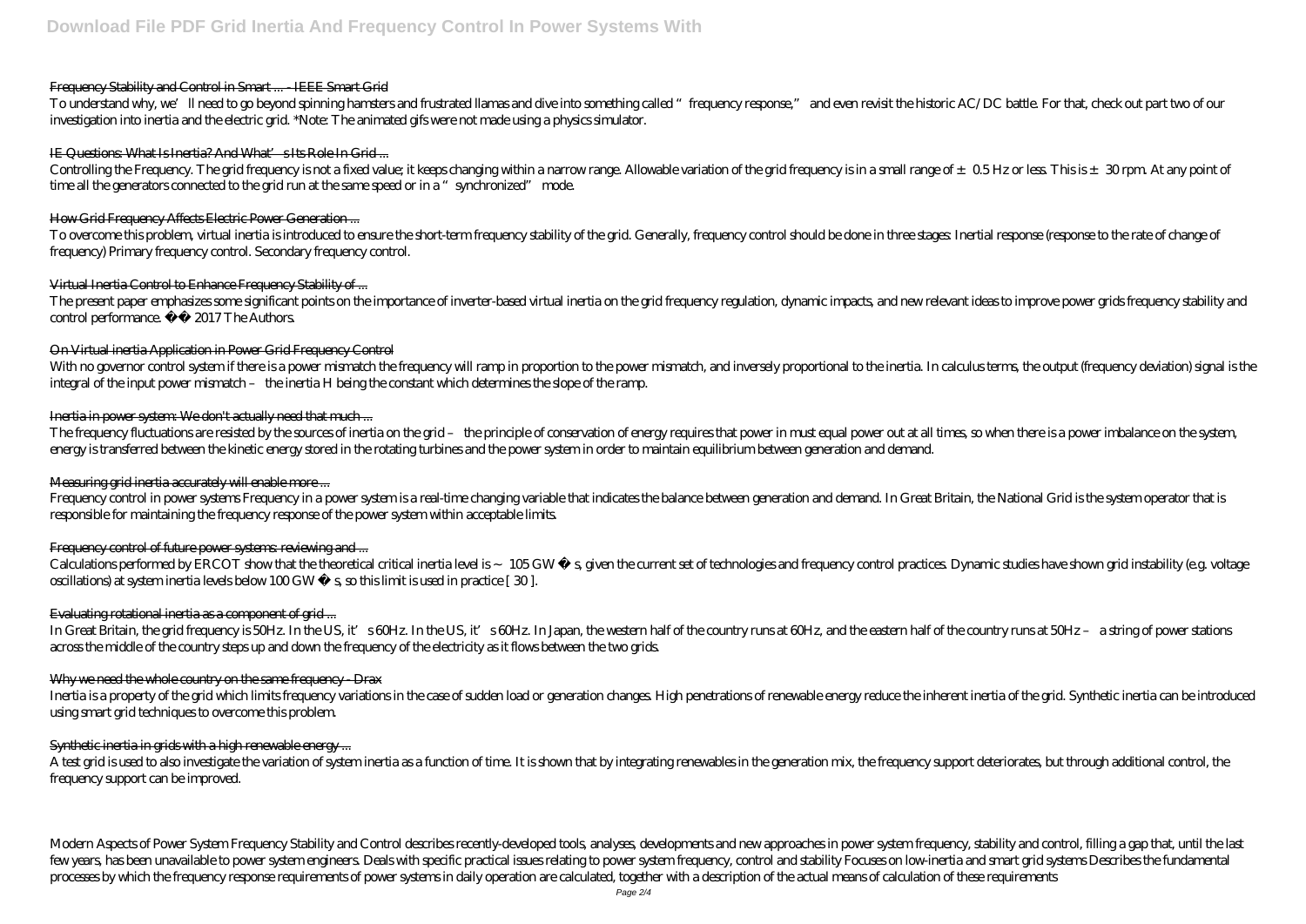Frequency Stability and Control in Smart ... - IEEE Smart Grid

To understand why, we'll need to go beyond spinning hamsters and frustrated llamas and dive into something called "frequency response," and even revisit the historic AC/DC battle. For that, check out part two of our investigation into inertia and the electric grid. *Note: The animated gifs were not made using a physics simulator.

IE Questions: What Is Inertia? And What's Its Role In Grid ...

Controlling the Frequency. The grid frequency is not a fixed value; it keeps changing within a narrow range. Allowable variation of the grid frequency is in a small range of ± 0.5 Hz or less. This is ± 30 rpm. At any point of time all the generators connected to the grid run at the same speed or in a "synchronized" mode.

How Grid Frequency Affects Electric Power Generation ...

To overcome this problem, virtual inertia is introduced to ensure the short-term frequency stability of the grid. Generally, frequency control should be done in three stages: Inertial response (response to the rate of change of frequency) Primary frequency control. Secondary frequency control.

Virtual Inertia Control to Enhance Frequency Stability of ...

The present paper emphasizes some significant points on the importance of inverter-based virtual inertia on the grid frequency regulation, dynamic impacts, and new relevant ideas to improve power grids frequency stability and control performance. © 2017 The Authors.

On Virtual inertia Application in Power Grid Frequency Control

With no governor control system if there is a power mismatch the frequency will ramp in proportion to the power mismatch, and inversely proportional to the inertia. In calculus terms, the output (frequency deviation) signal is the integral of the input power mismatch – the inertia H being the constant which determines the slope of the ramp.

Inertia in power system: We don't actually need that much ...

The frequency fluctuations are resisted by the sources of inertia on the grid – the principle of conservation of energy requires that power in must equal power out at all times, so when there is a power imbalance on the system, energy is transferred between the kinetic energy stored in the rotating turbines and the power system in order to maintain equilibrium between generation and demand.

Measuring grid inertia accurately will enable more ...

Frequency control in power systems Frequency in a power system is a real-time changing variable that indicates the balance between generation and demand. In Great Britain, the National Grid is the system operator that is responsible for maintaining the frequency response of the power system within acceptable limits.

Frequency control of future power systems: reviewing and ...

Calculations performed by ERCOT show that the theoretical critical inertia level is ~ 105 GW · s, given the current set of technologies and frequency control practices. Dynamic studies have shown grid instability (e.g. voltage oscillations) at system inertia levels below 100 GW · s, so this limit is used in practice [ 30 ].

Evaluating rotational inertia as a component of grid ...

In Great Britain, the grid frequency is 50Hz. In the US, it's 60Hz. In the US, it's 60Hz. In Japan, the western half of the country runs at 60Hz, and the eastern half of the country runs at 50Hz – a string of power stations across the middle of the country steps up and down the frequency of the electricity as it flows between the two grids.

Why we need the whole country on the same frequency - Drax

Inertia is a property of the grid which limits frequency variations in the case of sudden load or generation changes. High penetrations of renewable energy reduce the inherent inertia of the grid. Synthetic inertia can be introduced using smart grid techniques to overcome this problem.

Synthetic inertia in grids with a high renewable energy ...

A test grid is used to also investigate the variation of system inertia as a function of time. It is shown that by integrating renewables in the generation mix, the frequency support deteriorates, but through additional control, the frequency support can be improved.

Modern Aspects of Power System Frequency Stability and Control describes recently-developed tools, analyses, developments and new approaches in power system frequency, stability and control, filling a gap that, until the last few years, has been unavailable to power system engineers. Deals with specific practical issues relating to power system frequency, control and stability Focuses on low-inertia and smart grid systems Describes the fundamental processes by which the frequency response requirements of power systems in daily operation are calculated, together with a description of the actual means of calculation of these requirements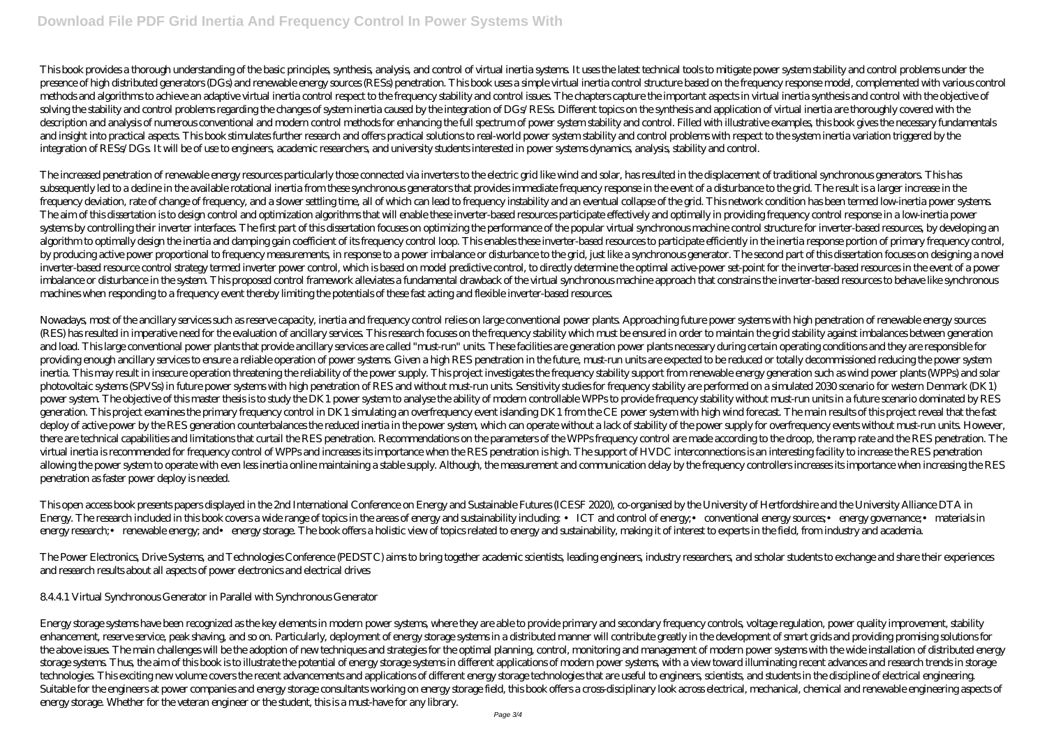This book provides a thorough understanding of the basic principles, synthesis, analysis, and control of virtual inertia systems. It uses the latest technical tools to mitigate power system stability and control problems under the presence of high distributed generators (DGs) and renewable energy sources (RESs) penetration. This book uses a simple virtual inertia control structure based on the frequency response model, complemented with various control methods and algorithms to achieve an adaptive virtual inertia control respect to the frequency stability and control issues. The chapters capture the important aspects in virtual inertia synthesis and control with the objective of solving the stability and control problems regarding the changes of system inertia caused by the integration of DGs/RESs. Different topics on the synthesis and application of virtual inertia are thoroughly covered with the description and analysis of numerous conventional and modern control methods for enhancing the full spectrum of power system stability and control. Filled with illustrative examples, this book gives the necessary fundamentals and insight into practical aspects. This book stimulates further research and offers practical solutions to real-world power system stability and control problems with respect to the system inertia variation triggered by the integration of RESs/DGs. It will be of use to engineers, academic researchers, and university students interested in power systems dynamics, analysis, stability and control.

The increased penetration of renewable energy resources particularly those connected via inverters to the electric grid like wind and solar, has resulted in the displacement of traditional synchronous generators. This has subsequently led to a decline in the available rotational inertia from these synchronous generators that provides immediate frequency response in the event of a disturbance to the grid. The result is a larger increase in the frequency deviation, rate of change of frequency, and a slower settling time, all of which can lead to frequency instability and an eventual collapse of the grid. This network condition has been termed low-inertia power systems. The aim of this dissertation is to design control and optimization algorithms that will enable these inverter-based resources participate effectively and optimally in providing frequency control response in a low-inertia power systems by controlling their inverter interfaces. The first part of this dissertation focuses on optimizing the performance of the popular virtual synchronous machine control structure for inverter-based resources, by developing an algorithm to optimally design the inertia and damping gain coefficient of its frequency control loop. This enables these inverter-based resources to participate efficiently in the inertia response portion of primary frequency control, by producing active power proportional to frequency measurements, in response to a power imbalance or disturbance to the grid, just like a synchronous generator. The second part of this dissertation focuses on designing a novel inverter-based resource control strategy termed inverter power control, which is based on model predictive control, to directly determine the optimal active-power set-point for the inverter-based resources in the event of a power imbalance or disturbance in the system. This proposed control framework alleviates a fundamental drawback of the virtual synchronous machine approach that constrains the inverter-based resources to behave like synchronous machines when responding to a frequency event thereby limiting the potentials of these fast acting and flexible inverter-based resources.

Nowadays, most of the ancillary services such as reserve capacity, inertia and frequency control relies on large conventional power plants. Approaching future power systems with high penetration of renewable energy sources (RES) has resulted in imperative need for the evaluation of ancillary services. This research focuses on the frequency stability which must be ensured in order to maintain the grid stability against imbalances between generation and load. This large conventional power plants that provide ancillary services are called "must-run" units. These facilities are generation power plants necessary during certain operating conditions and they are responsible for providing enough ancillary services to ensure a reliable operation of power systems. Given a high RES penetration in the future, must-run units are expected to be reduced or totally decommissioned reducing the power system inertia. This may result in insecure operation threatening the reliability of the power supply. This project investigates the frequency stability support from renewable energy generation such as wind power plants (WPPs) and solar photovoltaic systems (SPVSs) in future power systems with high penetration of RES and without must-run units. Sensitivity studies for frequency stability are performed on a simulated 2030 scenario for western Denmark (DK1) power system. The objective of this master thesis is to study the DK1 power system to analyse the ability of modern controllable WPPs to provide frequency stability without must-run units in a future scenario dominated by RES generation. This project examines the primary frequency control in DK1 simulating an overfrequency event islanding DK1 from the CE power system with high wind forecast. The main results of this project reveal that the fast deploy of active power by the RES generation counterbalances the reduced inertia in the power system, which can operate without a lack of stability of the power supply for overfrequency events without must-run units. However, there are technical capabilities and limitations that curtail the RES penetration. Recommendations on the parameters of the WPPs frequency control are made according to the droop, the ramp rate and the RES penetration. The virtual inertia is recommended for frequency control of WPPs and increases its importance when the RES penetration is high. The support of HVDC interconnections is an interesting facility to increase the RES penetration allowing the power system to operate with even less inertia online maintaining a stable supply. Although, the measurement and communication delay by the frequency controllers increases its importance when increasing the RES penetration as faster power deploy is needed.

This open access book presents papers displayed in the 2nd International Conference on Energy and Sustainable Futures (ICESF 2020), co-organised by the University of Hertfordshire and the University Alliance DTA in Energy. The research included in this book covers a wide range of topics in the areas of energy and sustainability including: • ICT and control of energy;• conventional energy sources;• energy governance;• materials in energy research;• renewable energy; and• energy storage. The book offers a holistic view of topics related to energy and sustainability, making it of interest to experts in the field, from industry and academia.

The Power Electronics, Drive Systems, and Technologies Conference (PEDSTC) aims to bring together academic scientists, leading engineers, industry researchers, and scholar students to exchange and share their experiences and research results about all aspects of power electronics and electrical drives

8.4.4.1 Virtual Synchronous Generator in Parallel with Synchronous Generator

Energy storage systems have been recognized as the key elements in modern power systems, where they are able to provide primary and secondary frequency controls, voltage regulation, power quality improvement, stability enhancement, reserve service, peak shaving, and so on. Particularly, deployment of energy storage systems in a distributed manner will contribute greatly in the development of smart grids and providing promising solutions for the above issues. The main challenges will be the adoption of new techniques and strategies for the optimal planning, control, monitoring and management of modern power systems with the wide installation of distributed energy storage systems. Thus, the aim of this book is to illustrate the potential of energy storage systems in different applications of modern power systems, with a view toward illuminating recent advances and research trends in storage technologies. This exciting new volume covers the recent advancements and applications of different energy storage technologies that are useful to engineers, scientists, and students in the discipline of electrical engineering. Suitable for the engineers at power companies and energy storage consultants working on energy storage field, this book offers a cross-disciplinary look across electrical, mechanical, chemical and renewable engineering aspects of energy storage. Whether for the veteran engineer or the student, this is a must-have for any library.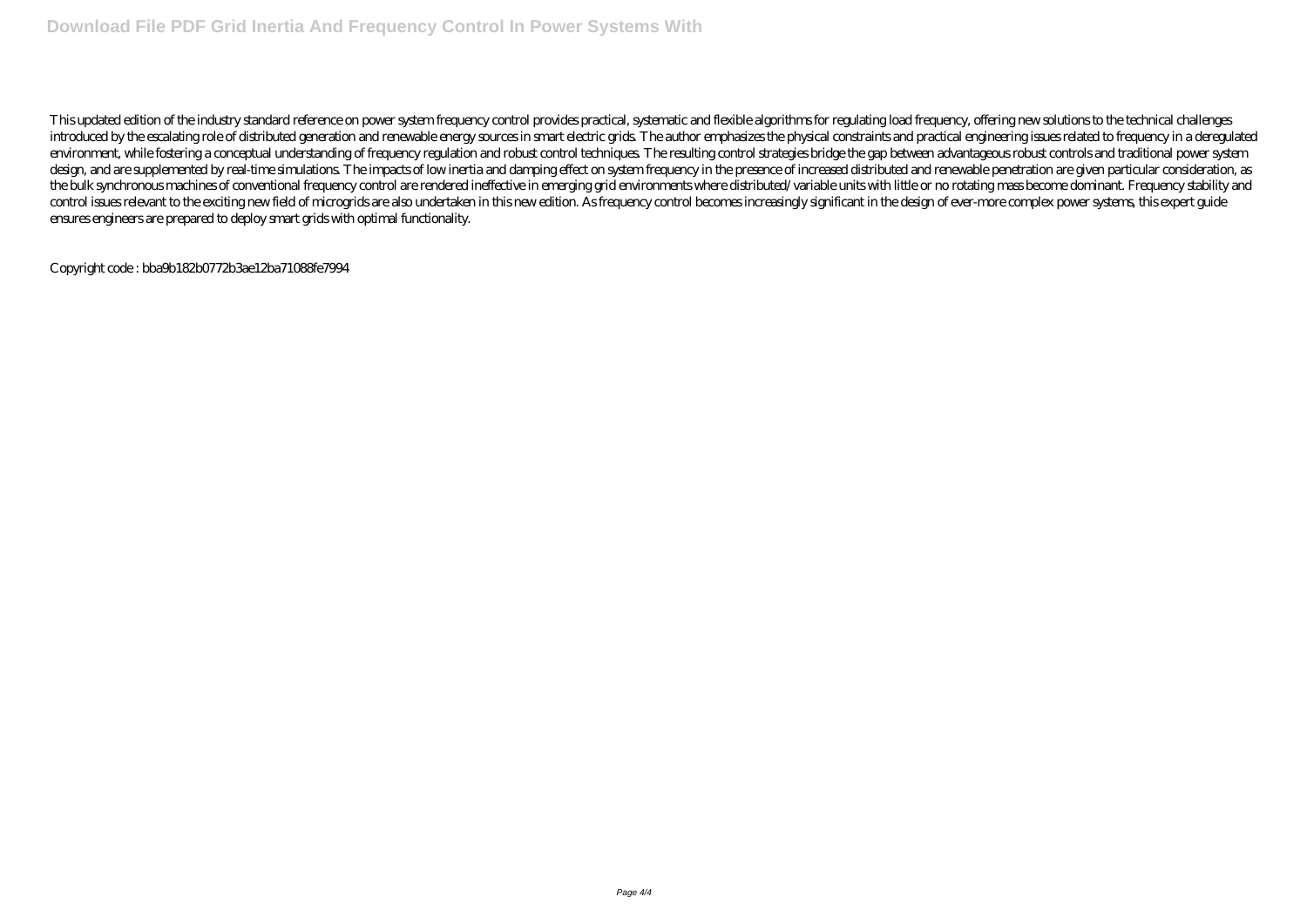This updated edition of the industry standard reference on power system frequency control provides practical, systematic and flexible algorithms for regulating load frequency, offering new solutions to the technical challenges introduced by the escalating role of distributed generation and renewable energy sources in smart electric grids. The author emphasizes the physical constraints and practical engineering issues related to frequency in a deregulated environment, while fostering a conceptual understanding of frequency regulation and robust control techniques. The resulting control strategies bridge the gap between advantageous robust controls and traditional power system design, and are supplemented by real-time simulations. The impacts of low inertia and damping effect on system frequency in the presence of increased distributed and renewable penetration are given particular consideration, as the bulk synchronous machines of conventional frequency control are rendered ineffective in emerging grid environments where distributed/variable units with little or no rotating mass become dominant. Frequency stability and control issues relevant to the exciting new field of microgrids are also undertaken in this new edition. As frequency control becomes increasingly significant in the design of ever-more complex power systems, this expert guide ensures engineers are prepared to deploy smart grids with optimal functionality.

Copyright code : bba9b182b0772b3ae12ba71088fe7994